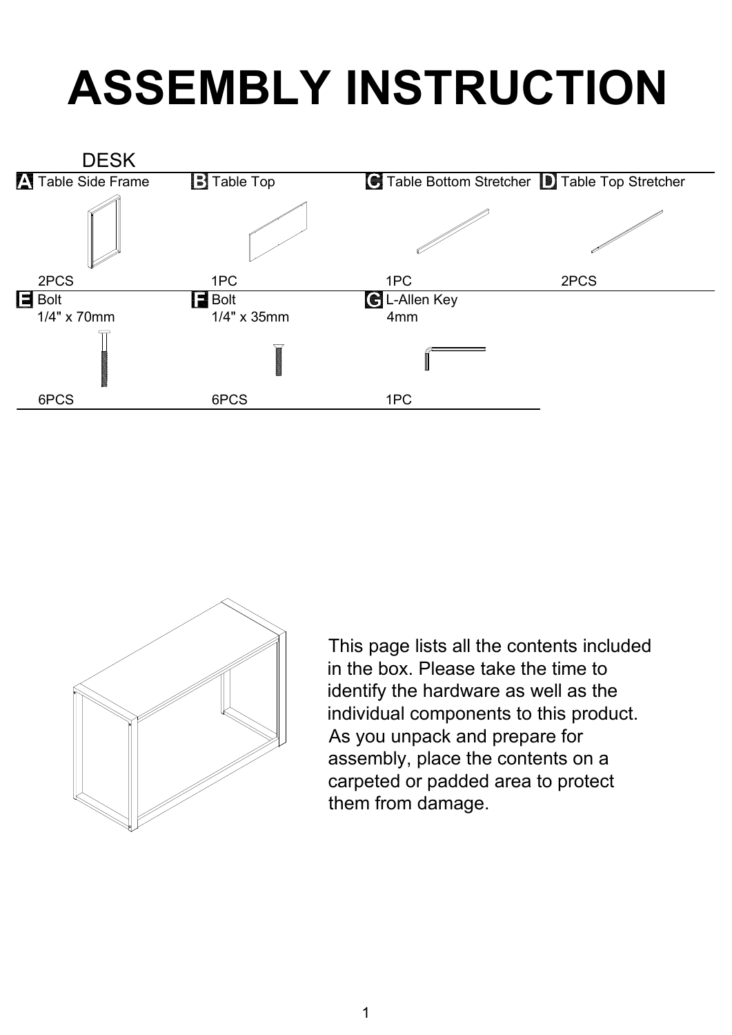# ASSEMBLY INSTRUCTION

## DESK

| | | | |
|---|---|---|---|
| **A** Table Side Frame | **B** Table Top | **C** Table Bottom Stretcher | **D** Table Top Stretcher |
| 2PCS | 1PC | 1PC | 2PCS |
| **E** Bolt 1/4" x 70mm | **F** Bolt 1/4" x 35mm | **G** L-Allen Key 4mm | |
| 6PCS | 6PCS | 1PC | |

This page lists all the contents included in the box. Please take the time to identify the hardware as well as the individual components to this product. As you unpack and prepare for assembly, place the contents on a carpeted or padded area to protect them from damage.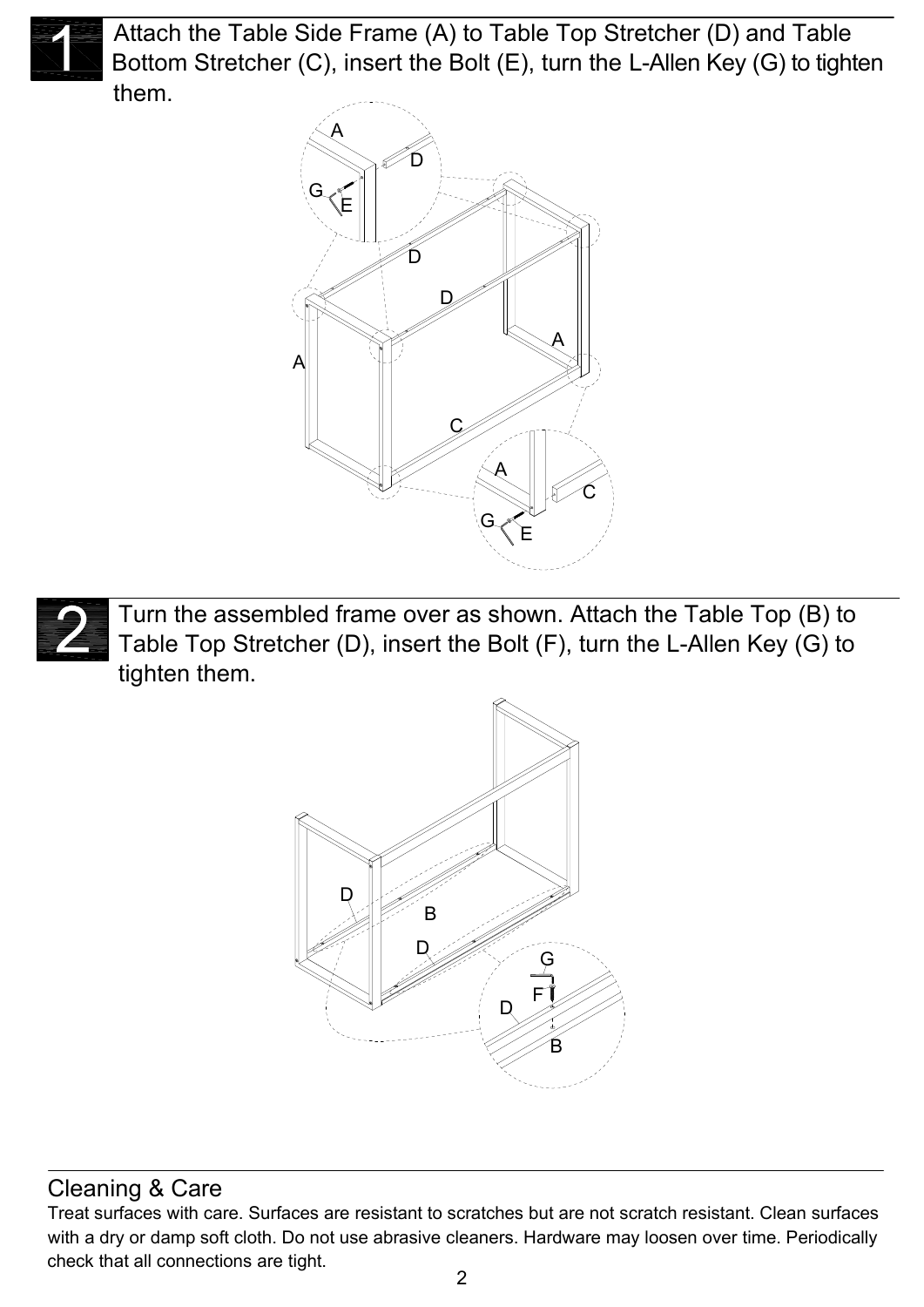## 1

Attach the Table Side Frame (A) to Table Top Stretcher (D) and Table Bottom Stretcher (C), insert the Bolt (E), turn the L-Allen Key (G) to tighten them.

A
D
G
E
D
D
A
A
C
A
C
G
E

## 2

Turn the assembled frame over as shown. Attach the Table Top (B) to Table Top Stretcher (D), insert the Bolt (F), turn the L-Allen Key (G) to tighten them.

D
B
D
G
F
D
B

## Cleaning & Care

Treat surfaces with care. Surfaces are resistant to scratches but are not scratch resistant. Clean surfaces with a dry or damp soft cloth. Do not use abrasive cleaners. Hardware may loosen over time. Periodically check that all connections are tight.